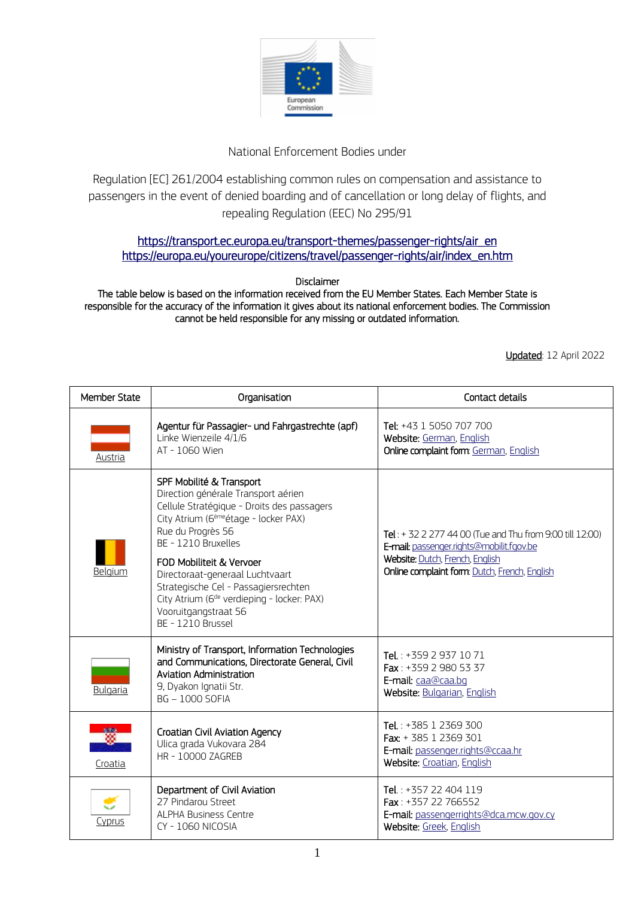National Enforcement Bodies under

Regulation [EC] 261/2004 establishing common rules on compensation and assistance to passengers in the event of denied boarding and of cancellation or long delay of flights, and repealing Regulation (EEC) No 295/91

https://transport.ec.europa.eu/transport-themes/passenger-rights/air_en
https://europa.eu/youreurope/citizens/travel/passenger-rights/air/index_en.htm

Disclaimer
The table below is based on the information received from the EU Member States. Each Member State is responsible for the accuracy of the information it gives about its national enforcement bodies. The Commission cannot be held responsible for any missing or outdated information.

Updated: 12 April 2022

| Member State | Organisation | Contact details |
| --- | --- | --- |
| Austria | **Agentur für Passagier- und Fahrgastrechte (apf)**<br>Linke Wienzeile 4/1/6<br>AT - 1060 Wien | **Tel:** +43 1 5050 707 700<br>**Website:** German, English<br>**Online complaint form:** German, English |
| Belgium | **SPF Mobilité & Transport**<br>Direction générale Transport aérien<br>Cellule Stratégique - Droits des passagers<br>City Atrium (6ème étage - locker PAX)<br>Rue du Progrès 56<br>BE - 1210 Bruxelles<br><br>**FOD Mobiliteit & Vervoer**<br>Directoraat-generaal Luchtvaart<br>Strategische Cel - Passagiersrechten<br>City Atrium (6de verdieping - locker: PAX)<br>Vooruitgangstraat 56<br>BE - 1210 Brussel | **Tel :** + 32 2 277 44 00 (Tue and Thu from 9:00 till 12:00)<br>**E-mail:** passenger.rights@mobilit.fgov.be<br>**Website:** Dutch, French, English<br>**Online complaint form:** Dutch, French, English |
| Bulgaria | **Ministry of Transport, Information Technologies and Communications, Directorate General, Civil Aviation Administration**<br>9, Dyakon Ignatii Str.<br>BG – 1000 SOFIA | **Tel.** : +359 2 937 10 71<br>**Fax** : +359 2 980 53 37<br>**E-mail:** caa@caa.bg<br>**Website:** Bulgarian, English |
| Croatia | **Croatian Civil Aviation Agency**<br>Ulica grada Vukovara 284<br>HR - 10000 ZAGREB | **Tel.** : +385 1 2369 300<br>**Fax:** + 385 1 2369 301<br>**E-mail:** passenger.rights@ccaa.hr<br>**Website:** Croatian, English |
| Cyprus | **Department of Civil Aviation**<br>27 Pindarou Street<br>ALPHA Business Centre<br>CY - 1060 NICOSIA | **Tel.** : +357 22 404 119<br>**Fax** : +357 22 766552<br>**E-mail:** passengerrights@dca.mcw.gov.cy<br>**Website:** Greek, English |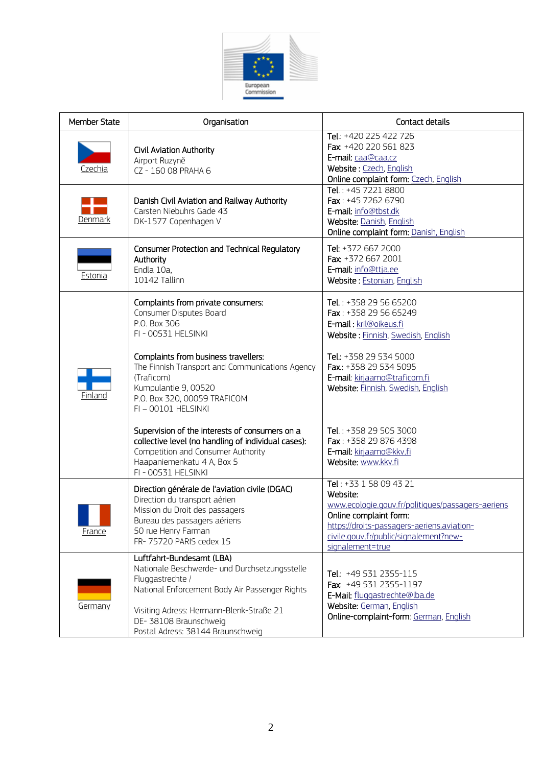| Member State | Organisation | Contact details |
| --- | --- | --- |
| Czechia | **Civil Aviation Authority**<br>Airport Ruzyně<br>CZ - 160 08 PRAHA 6 | **Tel.**: +420 225 422 726<br>**Fax**: +420 220 561 823<br>**E-mail**: caa@caa.cz<br>**Website** : Czech, English<br>**Online complaint form**: Czech, English |
| Denmark | **Danish Civil Aviation and Railway Authority**<br>Carsten Niebuhrs Gade 43<br>DK-1577 Copenhagen V | **Tel.** : +45 7221 8800<br>**Fax** : +45 7262 6790<br>**E-mail**: info@tbst.dk<br>**Website**: Danish, English<br>**Online complaint form**: Danish, English |
| Estonia | **Consumer Protection and Technical Regulatory Authority**<br>Endla 10a,<br>10142 Tallinn | **Tel**: +372 667 2000<br>**Fax**: +372 667 2001<br>**E-mail**: info@ttja.ee<br>**Website** : Estonian, English |
| Finland | **Complaints from private consumers:**<br>Consumer Disputes Board<br>P.O. Box 306<br>FI - 00531 HELSINKI<br><br>**Complaints from business travellers:**<br>The Finnish Transport and Communications Agency (Traficom)<br>Kumpulantie 9, 00520<br>P.O. Box 320, 00059 TRAFICOM<br>FI – 00101 HELSINKI<br><br>**Supervision of the interests of consumers on a collective level (no handling of individual cases):**<br>Competition and Consumer Authority<br>Haapaniemenkatu 4 A, Box 5<br>FI - 00531 HELSINKI | **Tel.** : +358 29 56 65200<br>**Fax** : +358 29 56 65249<br>**E-mail** : kril@oikeus.fi<br>**Website** : Finnish, Swedish, English<br><br>**Tel.**: +358 29 534 5000<br>**Fax.**: +358 29 534 5095<br>**E-mail**: kirjaamo@traficom.fi<br>**Website**: Finnish, Swedish, English<br><br>**Tel.** : +358 29 505 3000<br>**Fax** : +358 29 876 4398<br>**E-mail**: kirjaamo@kkv.fi<br>**Website**: www.kkv.fi |
| France | **Direction générale de l'aviation civile (DGAC)**<br>Direction du transport aérien<br>Mission du Droit des passagers<br>Bureau des passagers aériens<br>50 rue Henry Farman<br>FR- 75720 PARIS cedex 15 | **Tel** : +33 1 58 09 43 21<br>**Website**:<br>www.ecologie.gouv.fr/politiques/passagers-aeriens<br>**Online complaint form**:<br>https://droits-passagers-aeriens.aviation-civile.gouv.fr/public/signalement?new-signalement=true |
| Germany | **Luftfahrt-Bundesamt (LBA)**<br>Nationale Beschwerde- und Durchsetzungsstelle Fluggastrechte /<br>National Enforcement Body Air Passenger Rights<br><br>Visiting Adress: Hermann-Blenk-Straße 21<br>DE- 38108 Braunschweig<br>Postal Adress: 38144 Braunschweig | **Tel.**: +49 531 2355-115<br>**Fax**: +49 531 2355-1197<br>**E-Mail**: fluggastrechte@lba.de<br>**Website**: German, English<br>**Online-complaint-form**: German, English |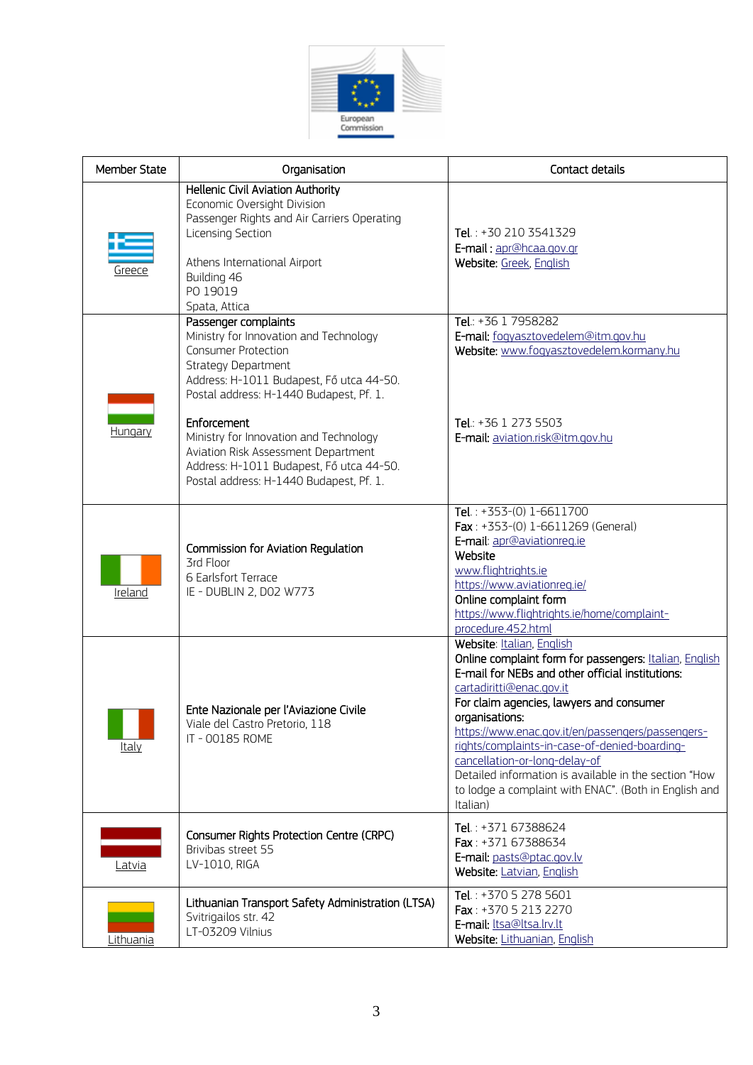| Member State | Organisation | Contact details |
|---|---|---|
| Greece | **Hellenic Civil Aviation Authority**<br>Economic Oversight Division<br>Passenger Rights and Air Carriers Operating Licensing Section<br><br>Athens International Airport<br>Building 46<br>PO 19019<br>Spata, Attica | **Tel**. : +30 210 3541329<br>**E-mail :** apr@hcaa.gov.gr<br>**Website:** Greek, English |
| Hungary | **Passenger complaints**<br>Ministry for Innovation and Technology<br>Consumer Protection<br>Strategy Department<br>Address: H-1011 Budapest, Fő utca 44-50.<br>Postal address: H-1440 Budapest, Pf. 1.<br><br>**Enforcement**<br>Ministry for Innovation and Technology<br>Aviation Risk Assessment Department<br>Address: H-1011 Budapest, Fő utca 44-50.<br>Postal address: H-1440 Budapest, Pf. 1. | **Tel**.: +36 1 7958282<br>**E-mail:** fogyasztovedelem@itm.gov.hu<br>**Website:** www.fogyasztovedelem.kormany.hu<br><br>**Tel**.: +36 1 273 5503<br>**E-mail:** aviation.risk@itm.gov.hu |
| Ireland | **Commission for Aviation Regulation**<br>3rd Floor<br>6 Earlsfort Terrace<br>IE - DUBLIN 2, D02 W773 | **Tel**. : +353-(0) 1-6611700<br>**Fax** : +353-(0) 1-6611269 (General)<br>**E-mail**: apr@aviationreg.ie<br>**Website**<br>www.flightrights.ie<br>https://www.aviationreg.ie/<br>**Online complaint form**<br>https://www.flightrights.ie/home/complaint-procedure.452.html |
| Italy | **Ente Nazionale per l'Aviazione Civile**<br>Viale del Castro Pretorio, 118<br>IT - 00185 ROME | **Website**: Italian, English<br>**Online complaint form for passengers:** Italian, English<br>**E-mail for NEBs and other official institutions:** cartadiritti@enac.gov.it<br>**For claim agencies, lawyers and consumer organisations:**<br>https://www.enac.gov.it/en/passengers/passengers-rights/complaints-in-case-of-denied-boarding-cancellation-or-long-delay-of<br>Detailed information is available in the section "How to lodge a complaint with ENAC". (Both in English and Italian) |
| Latvia | **Consumer Rights Protection Centre (CRPC)**<br>Brivibas street 55<br>LV-1010, RIGA | **Tel**. : +371 67388624<br>**Fax** : +371 67388634<br>**E-mail:** pasts@ptac.gov.lv<br>**Website:** Latvian, English |
| Lithuania | **Lithuanian Transport Safety Administration (LTSA)**<br>Svitrigailos str. 42<br>LT-03209 Vilnius | **Tel**. : +370 5 278 5601<br>**Fax** : +370 5 213 2270<br>**E-mail:** ltsa@ltsa.lrv.lt<br>**Website:** Lithuanian, English |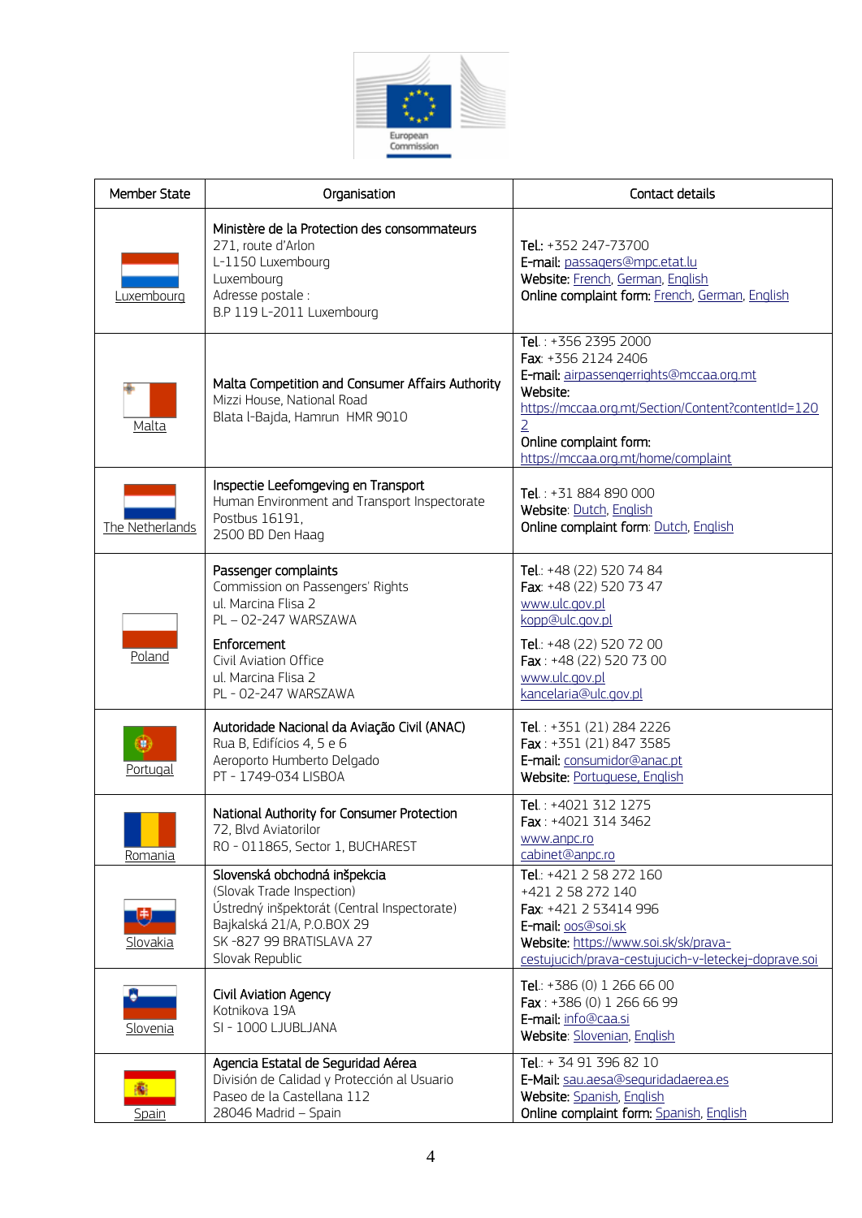| Member State | Organisation | Contact details |
| --- | --- | --- |
| Luxembourg | **Ministère de la Protection des consommateurs**<br>271, route d'Arlon<br>L-1150 Luxembourg<br>Luxembourg<br>Adresse postale :<br>B.P 119 L-2011 Luxembourg | **Tel.**: +352 247-73700<br>**E-mail**: passagers@mpc.etat.lu<br>**Website**: French, German, English<br>**Online complaint form**: French, German, English |
| Malta | **Malta Competition and Consumer Affairs Authority**<br>Mizzi House, National Road<br>Blata l-Bajda, Hamrun HMR 9010 | **Tel.** : +356 2395 2000<br>**Fax**: +356 2124 2406<br>**E-mail**: airpassengerrights@mccaa.org.mt<br>**Website**:<br>https://mccaa.org.mt/Section/Content?contentId=1202<br>**Online complaint form**:<br>https://mccaa.org.mt/home/complaint |
| The Netherlands | **Inspectie Leefomgeving en Transport**<br>Human Environment and Transport Inspectorate<br>Postbus 16191,<br>2500 BD Den Haag | **Tel.** : +31 884 890 000<br>**Website**: Dutch, English<br>**Online complaint form**: Dutch, English |
| Poland | **Passenger complaints**<br>Commission on Passengers' Rights<br>ul. Marcina Flisa 2<br>PL – 02-247 WARSZAWA<br>**Enforcement**<br>Civil Aviation Office<br>ul. Marcina Flisa 2<br>PL - 02-247 WARSZAWA | **Tel.**: +48 (22) 520 74 84<br>**Fax**: +48 (22) 520 73 47<br>www.ulc.gov.pl<br>kopp@ulc.gov.pl<br>**Tel.**: +48 (22) 520 72 00<br>**Fax** : +48 (22) 520 73 00<br>www.ulc.gov.pl<br>kancelaria@ulc.gov.pl |
| Portugal | **Autoridade Nacional da Aviação Civil (ANAC)**<br>Rua B, Edifícios 4, 5 e 6<br>Aeroporto Humberto Delgado<br>PT - 1749-034 LISBOA | **Tel.** : +351 (21) 284 2226<br>**Fax** : +351 (21) 847 3585<br>**E-mail**: consumidor@anac.pt<br>**Website**: Portuguese, English |
| Romania | **National Authority for Consumer Protection**<br>72, Blvd Aviatorilor<br>RO - 011865, Sector 1, BUCHAREST | **Tel.** : +4021 312 1275<br>**Fax** : +4021 314 3462<br>www.anpc.ro<br>cabinet@anpc.ro |
| Slovakia | **Slovenská obchodná inšpekcia**<br>(Slovak Trade Inspection)<br>Ústredný inšpektorát (Central Inspectorate)<br>Bajkalská 21/A, P.O.BOX 29<br>SK -827 99 BRATISLAVA 27<br>Slovak Republic | **Tel.**: +421 2 58 272 160<br>+421 2 58 272 140<br>**Fax**: +421 2 53414 996<br>**E-mail**: oos@soi.sk<br>**Website**: https://www.soi.sk/sk/prava-cestujucich/prava-cestujucich-v-leteckej-doprave.soi |
| Slovenia | **Civil Aviation Agency**<br>Kotnikova 19A<br>SI - 1000 LJUBLJANA | **Tel.**: +386 (0) 1 266 66 00<br>**Fax** : +386 (0) 1 266 66 99<br>**E-mail**: info@caa.si<br>**Website**: Slovenian, English |
| Spain | **Agencia Estatal de Seguridad Aérea**<br>División de Calidad y Protección al Usuario<br>Paseo de la Castellana 112<br>28046 Madrid – Spain | **Tel.**: + 34 91 396 82 10<br>**E-Mail**: sau.aesa@seguridadaerea.es<br>**Website**: Spanish, English<br>**Online complaint form**: Spanish, English |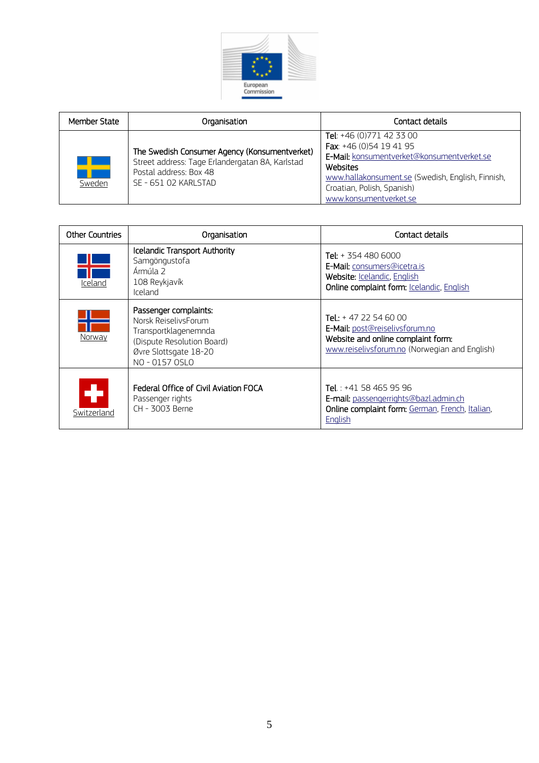| Member State | Organisation | Contact details |
| --- | --- | --- |
| Sweden | **The Swedish Consumer Agency (Konsumentverket)** Street address: Tage Erlandergatan 8A, Karlstad Postal address: Box 48 SE - 651 02 KARLSTAD | **Tel**: +46 (0)771 42 33 00 **Fax**: +46 (0)54 19 41 95 **E-Mail**: konsumentverket@konsumentverket.se **Websites** www.hallakonsument.se (Swedish, English, Finnish, Croatian, Polish, Spanish) www.konsumentverket.se |

| Other Countries | Organisation | Contact details |
| --- | --- | --- |
| Iceland | **Icelandic Transport Authority** Samgöngustofa Ármúla 2 108 Reykjavík Iceland | **Tel**: + 354 480 6000 **E-Mail**: consumers@icetra.is **Website**: Icelandic, English **Online complaint form**: Icelandic, English |
| Norway | **Passenger complaints:** Norsk ReiselivsForum Transportklagenemnda (Dispute Resolution Board) Øvre Slottsgate 18-20 NO - 0157 OSLO | **Tel.**: + 47 22 54 60 00 **E-Mail**: post@reiselivsforum.no **Website and online complaint form**: www.reiselivsforum.no (Norwegian and English) |
| Switzerland | **Federal Office of Civil Aviation FOCA** Passenger rights CH - 3003 Berne | **Tel**. : +41 58 465 95 96 **E-mail**: passengerrights@bazl.admin.ch **Online complaint form**: German, French, Italian, English |